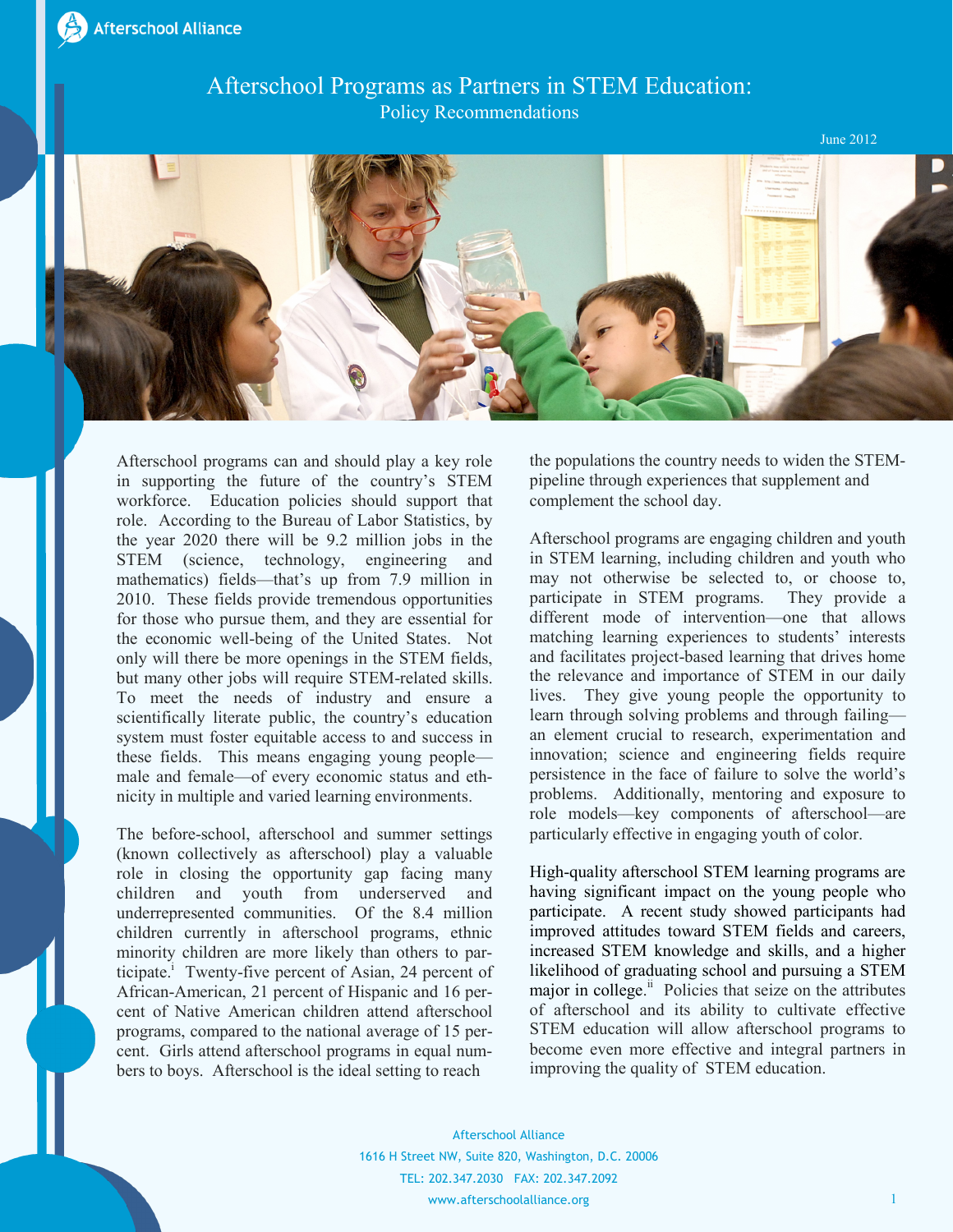Afterschool Alliance

# Afterschool Programs as Partners in STEM Education:

## Policy Recommendations

June 2012

Afterschool programs can and should play a key role in supporting the future of the country's STEM workforce. Education policies should support that role. According to the Bureau of Labor Statistics, by the year 2020 there will be 9.2 million jobs in the STEM (science, technology, engineering and mathematics) fields—that's up from 7.9 million in 2010. These fields provide tremendous opportunities for those who pursue them, and they are essential for the economic well-being of the United States. Not only will there be more openings in the STEM fields, but many other jobs will require STEM-related skills. To meet the needs of industry and ensure a scientifically literate public, the country's education system must foster equitable access to and success in these fields. This means engaging young people—male and female—of every economic status and ethnicity in multiple and varied learning environments.

The before-school, afterschool and summer settings (known collectively as afterschool) play a valuable role in closing the opportunity gap facing many children and youth from underserved and underrepresented communities. Of the 8.4 million children currently in afterschool programs, ethnic minority children are more likely than others to participate.[i] Twenty-five percent of Asian, 24 percent of African-American, 21 percent of Hispanic and 16 percent of Native American children attend afterschool programs, compared to the national average of 15 percent. Girls attend afterschool programs in equal numbers to boys. Afterschool is the ideal setting to reach the populations the country needs to widen the STEM-pipeline through experiences that supplement and complement the school day.

Afterschool programs are engaging children and youth in STEM learning, including children and youth who may not otherwise be selected to, or choose to, participate in STEM programs. They provide a different mode of intervention—one that allows matching learning experiences to students' interests and facilitates project-based learning that drives home the relevance and importance of STEM in our daily lives. They give young people the opportunity to learn through solving problems and through failing—an element crucial to research, experimentation and innovation; science and engineering fields require persistence in the face of failure to solve the world's problems. Additionally, mentoring and exposure to role models—key components of afterschool—are particularly effective in engaging youth of color.

High-quality afterschool STEM learning programs are having significant impact on the young people who participate. A recent study showed participants had improved attitudes toward STEM fields and careers, increased STEM knowledge and skills, and a higher likelihood of graduating school and pursuing a STEM major in college.[ii] Policies that seize on the attributes of afterschool and its ability to cultivate effective STEM education will allow afterschool programs to become even more effective and integral partners in improving the quality of STEM education.

Afterschool Alliance
1616 H Street NW, Suite 820, Washington, D.C. 20006
TEL: 202.347.2030 FAX: 202.347.2092
www.afterschoolalliance.org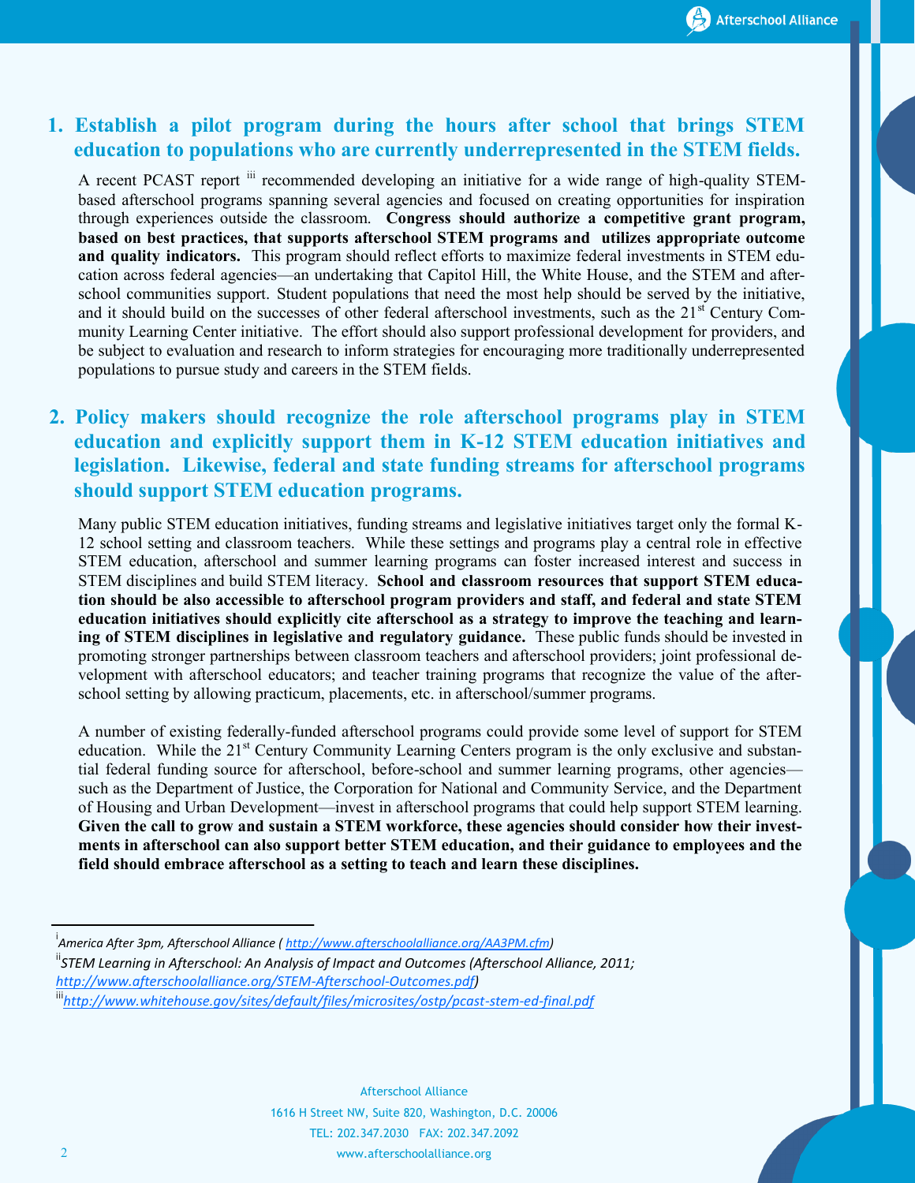## 1. Establish a pilot program during the hours after school that brings STEM education to populations who are currently underrepresented in the STEM fields.

A recent PCAST report [iii] recommended developing an initiative for a wide range of high-quality STEM-based afterschool programs spanning several agencies and focused on creating opportunities for inspiration through experiences outside the classroom. **Congress should authorize a competitive grant program, based on best practices, that supports afterschool STEM programs and utilizes appropriate outcome and quality indicators.** This program should reflect efforts to maximize federal investments in STEM education across federal agencies—an undertaking that Capitol Hill, the White House, and the STEM and afterschool communities support. Student populations that need the most help should be served by the initiative, and it should build on the successes of other federal afterschool investments, such as the 21st Century Community Learning Center initiative. The effort should also support professional development for providers, and be subject to evaluation and research to inform strategies for encouraging more traditionally underrepresented populations to pursue study and careers in the STEM fields.

## 2. Policy makers should recognize the role afterschool programs play in STEM education and explicitly support them in K-12 STEM education initiatives and legislation. Likewise, federal and state funding streams for afterschool programs should support STEM education programs.

Many public STEM education initiatives, funding streams and legislative initiatives target only the formal K-12 school setting and classroom teachers. While these settings and programs play a central role in effective STEM education, afterschool and summer learning programs can foster increased interest and success in STEM disciplines and build STEM literacy. **School and classroom resources that support STEM education should be also accessible to afterschool program providers and staff, and federal and state STEM education initiatives should explicitly cite afterschool as a strategy to improve the teaching and learning of STEM disciplines in legislative and regulatory guidance.** These public funds should be invested in promoting stronger partnerships between classroom teachers and afterschool providers; joint professional development with afterschool educators; and teacher training programs that recognize the value of the afterschool setting by allowing practicum, placements, etc. in afterschool/summer programs.

A number of existing federally-funded afterschool programs could provide some level of support for STEM education. While the 21st Century Community Learning Centers program is the only exclusive and substantial federal funding source for afterschool, before-school and summer learning programs, other agencies—such as the Department of Justice, the Corporation for National and Community Service, and the Department of Housing and Urban Development—invest in afterschool programs that could help support STEM learning. **Given the call to grow and sustain a STEM workforce, these agencies should consider how their investments in afterschool can also support better STEM education, and their guidance to employees and the field should embrace afterschool as a setting to teach and learn these disciplines.**

---

[i] *America After 3pm, Afterschool Alliance ( http://www.afterschoolalliance.org/AA3PM.cfm)*

[ii] *STEM Learning in Afterschool: An Analysis of Impact and Outcomes (Afterschool Alliance, 2011; http://www.afterschoolalliance.org/STEM-Afterschool-Outcomes.pdf)*

[iii] *http://www.whitehouse.gov/sites/default/files/microsites/ostp/pcast-stem-ed-final.pdf*

Afterschool Alliance
1616 H Street NW, Suite 820, Washington, D.C. 20006
TEL: 202.347.2030 FAX: 202.347.2092
www.afterschoolalliance.org